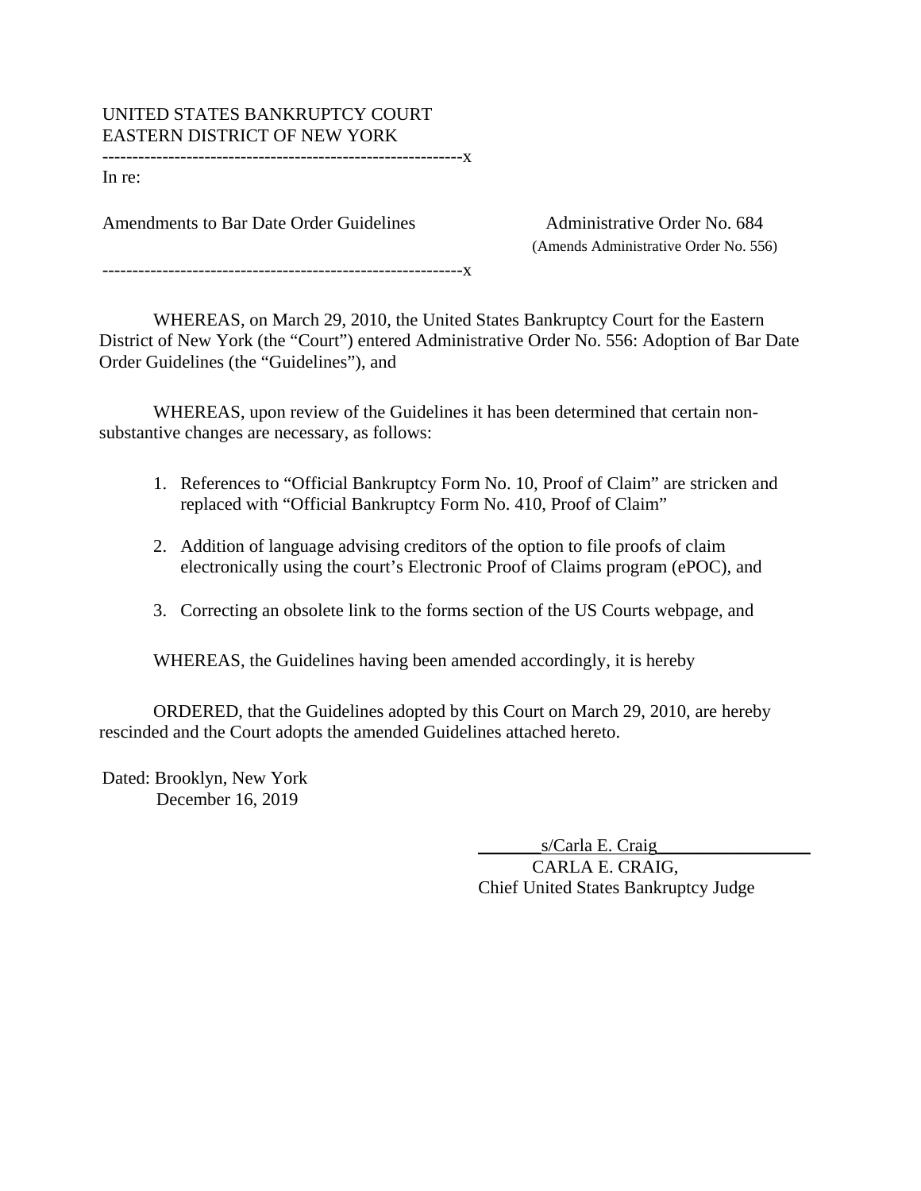UNITED STATES BANKRUPTCY COURT
EASTERN DISTRICT OF NEW YORK

-----------------------------------------------------------x

In re:

Amendments to Bar Date Order Guidelines

Administrative Order No. 684
(Amends Administrative Order No. 556)

-----------------------------------------------------------x

WHEREAS, on March 29, 2010, the United States Bankruptcy Court for the Eastern District of New York (the "Court") entered Administrative Order No. 556: Adoption of Bar Date Order Guidelines (the "Guidelines"), and

WHEREAS, upon review of the Guidelines it has been determined that certain non-substantive changes are necessary, as follows:

1. References to "Official Bankruptcy Form No. 10, Proof of Claim" are stricken and replaced with "Official Bankruptcy Form No. 410, Proof of Claim"

2. Addition of language advising creditors of the option to file proofs of claim electronically using the court's Electronic Proof of Claims program (ePOC), and

3. Correcting an obsolete link to the forms section of the US Courts webpage, and

WHEREAS, the Guidelines having been amended accordingly, it is hereby

ORDERED, that the Guidelines adopted by this Court on March 29, 2010, are hereby rescinded and the Court adopts the amended Guidelines attached hereto.

Dated: Brooklyn, New York
December 16, 2019

s/Carla E. Craig
CARLA E. CRAIG,
Chief United States Bankruptcy Judge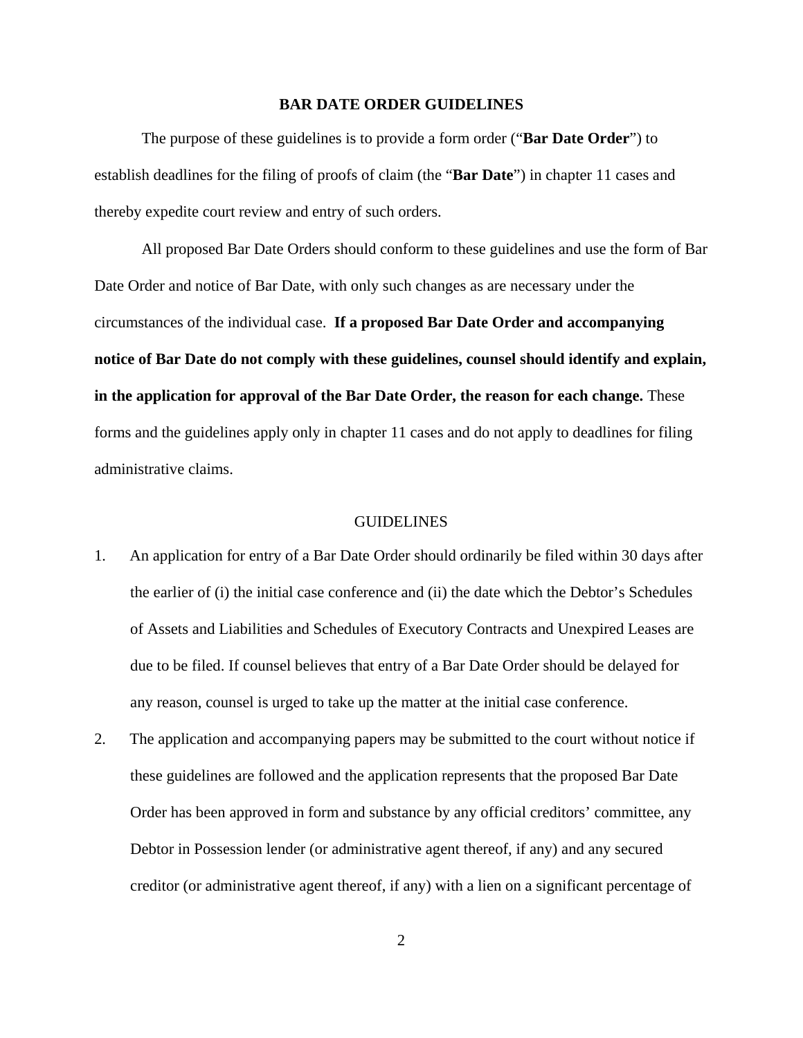# BAR DATE ORDER GUIDELINES

The purpose of these guidelines is to provide a form order ("**Bar Date Order**") to establish deadlines for the filing of proofs of claim (the "**Bar Date**") in chapter 11 cases and thereby expedite court review and entry of such orders.

All proposed Bar Date Orders should conform to these guidelines and use the form of Bar Date Order and notice of Bar Date, with only such changes as are necessary under the circumstances of the individual case. **If a proposed Bar Date Order and accompanying notice of Bar Date do not comply with these guidelines, counsel should identify and explain, in the application for approval of the Bar Date Order, the reason for each change.** These forms and the guidelines apply only in chapter 11 cases and do not apply to deadlines for filing administrative claims.

## GUIDELINES

1. An application for entry of a Bar Date Order should ordinarily be filed within 30 days after the earlier of (i) the initial case conference and (ii) the date which the Debtor's Schedules of Assets and Liabilities and Schedules of Executory Contracts and Unexpired Leases are due to be filed. If counsel believes that entry of a Bar Date Order should be delayed for any reason, counsel is urged to take up the matter at the initial case conference.

2. The application and accompanying papers may be submitted to the court without notice if these guidelines are followed and the application represents that the proposed Bar Date Order has been approved in form and substance by any official creditors' committee, any Debtor in Possession lender (or administrative agent thereof, if any) and any secured creditor (or administrative agent thereof, if any) with a lien on a significant percentage of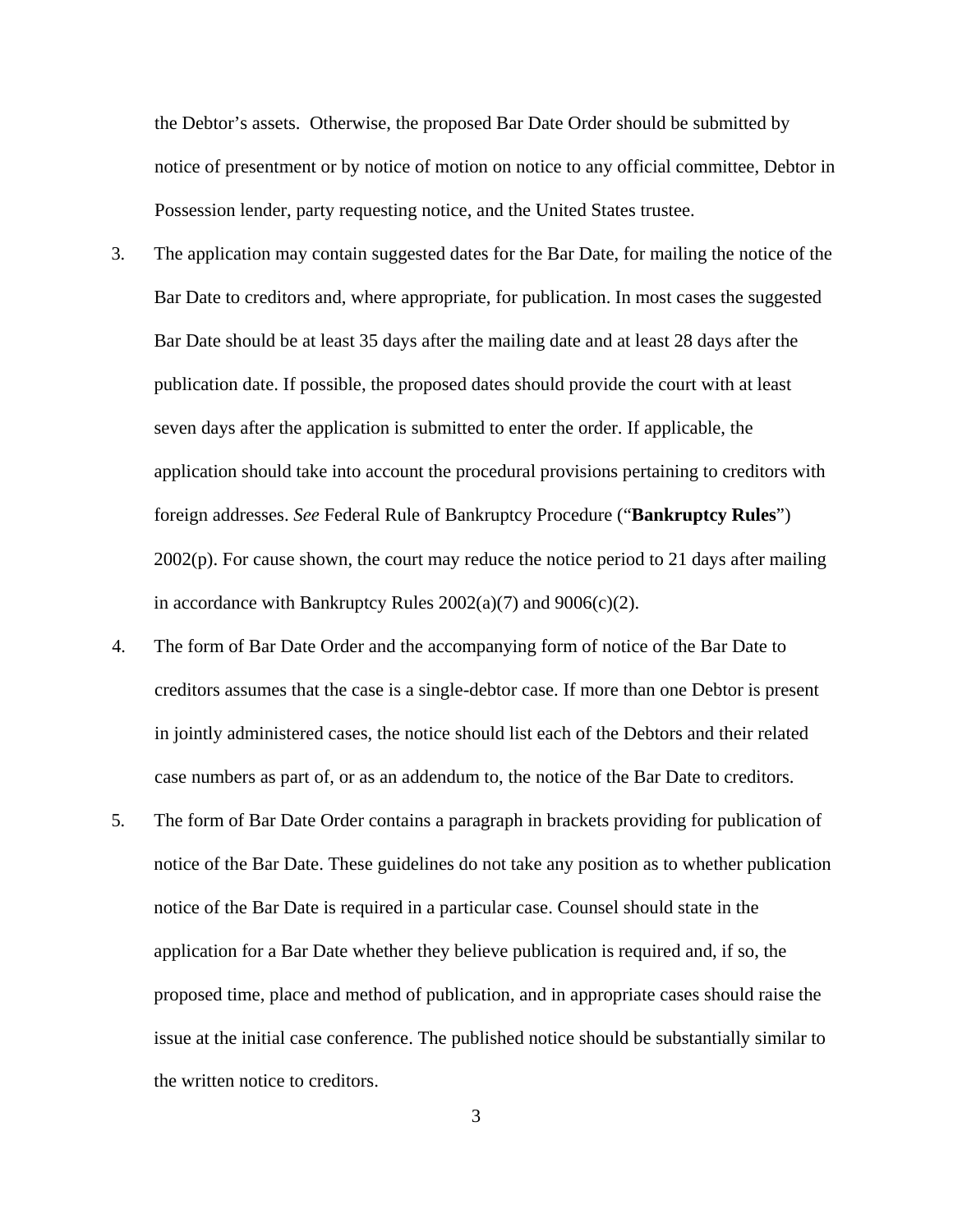the Debtor's assets. Otherwise, the proposed Bar Date Order should be submitted by notice of presentment or by notice of motion on notice to any official committee, Debtor in Possession lender, party requesting notice, and the United States trustee.

3. The application may contain suggested dates for the Bar Date, for mailing the notice of the Bar Date to creditors and, where appropriate, for publication. In most cases the suggested Bar Date should be at least 35 days after the mailing date and at least 28 days after the publication date. If possible, the proposed dates should provide the court with at least seven days after the application is submitted to enter the order. If applicable, the application should take into account the procedural provisions pertaining to creditors with foreign addresses. *See* Federal Rule of Bankruptcy Procedure ("**Bankruptcy Rules**") 2002(p). For cause shown, the court may reduce the notice period to 21 days after mailing in accordance with Bankruptcy Rules 2002(a)(7) and 9006(c)(2).

4. The form of Bar Date Order and the accompanying form of notice of the Bar Date to creditors assumes that the case is a single-debtor case. If more than one Debtor is present in jointly administered cases, the notice should list each of the Debtors and their related case numbers as part of, or as an addendum to, the notice of the Bar Date to creditors.

5. The form of Bar Date Order contains a paragraph in brackets providing for publication of notice of the Bar Date. These guidelines do not take any position as to whether publication notice of the Bar Date is required in a particular case. Counsel should state in the application for a Bar Date whether they believe publication is required and, if so, the proposed time, place and method of publication, and in appropriate cases should raise the issue at the initial case conference. The published notice should be substantially similar to the written notice to creditors.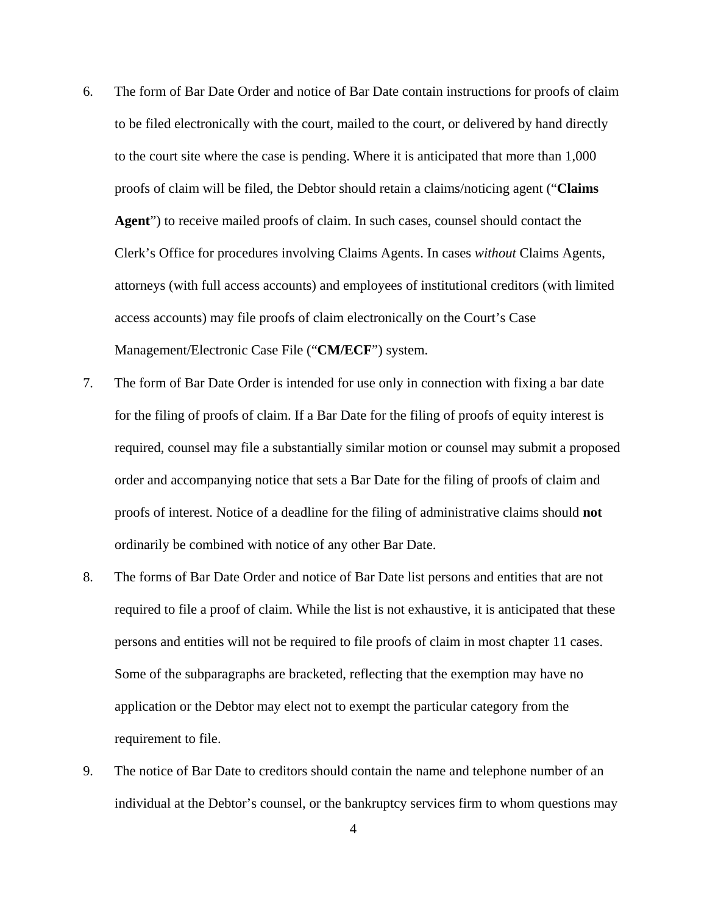6. The form of Bar Date Order and notice of Bar Date contain instructions for proofs of claim to be filed electronically with the court, mailed to the court, or delivered by hand directly to the court site where the case is pending. Where it is anticipated that more than 1,000 proofs of claim will be filed, the Debtor should retain a claims/noticing agent ("**Claims Agent**") to receive mailed proofs of claim. In such cases, counsel should contact the Clerk's Office for procedures involving Claims Agents. In cases *without* Claims Agents, attorneys (with full access accounts) and employees of institutional creditors (with limited access accounts) may file proofs of claim electronically on the Court's Case Management/Electronic Case File ("**CM/ECF**") system.

7. The form of Bar Date Order is intended for use only in connection with fixing a bar date for the filing of proofs of claim. If a Bar Date for the filing of proofs of equity interest is required, counsel may file a substantially similar motion or counsel may submit a proposed order and accompanying notice that sets a Bar Date for the filing of proofs of claim and proofs of interest. Notice of a deadline for the filing of administrative claims should **not** ordinarily be combined with notice of any other Bar Date.

8. The forms of Bar Date Order and notice of Bar Date list persons and entities that are not required to file a proof of claim. While the list is not exhaustive, it is anticipated that these persons and entities will not be required to file proofs of claim in most chapter 11 cases. Some of the subparagraphs are bracketed, reflecting that the exemption may have no application or the Debtor may elect not to exempt the particular category from the requirement to file.

9. The notice of Bar Date to creditors should contain the name and telephone number of an individual at the Debtor's counsel, or the bankruptcy services firm to whom questions may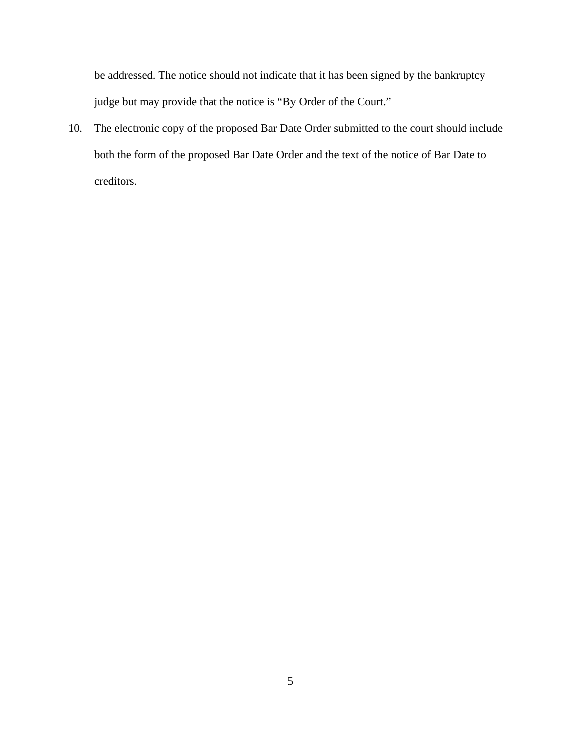be addressed. The notice should not indicate that it has been signed by the bankruptcy judge but may provide that the notice is "By Order of the Court."

10. The electronic copy of the proposed Bar Date Order submitted to the court should include both the form of the proposed Bar Date Order and the text of the notice of Bar Date to creditors.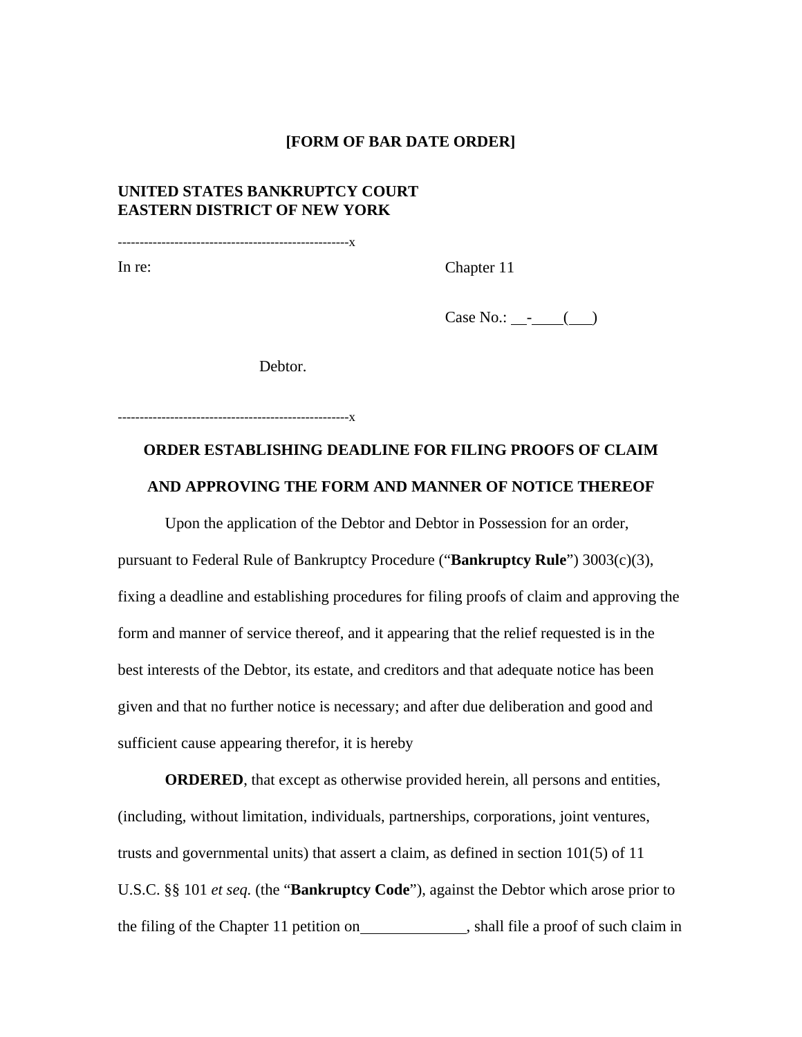**[FORM OF BAR DATE ORDER]**

**UNITED STATES BANKRUPTCY COURT**
**EASTERN DISTRICT OF NEW YORK**

----------------------------------------------------x

In re: Chapter 11

Case No.: __-____(___)

Debtor.

----------------------------------------------------x

**ORDER ESTABLISHING DEADLINE FOR FILING PROOFS OF CLAIM AND APPROVING THE FORM AND MANNER OF NOTICE THEREOF**

Upon the application of the Debtor and Debtor in Possession for an order, pursuant to Federal Rule of Bankruptcy Procedure ("**Bankruptcy Rule**") 3003(c)(3), fixing a deadline and establishing procedures for filing proofs of claim and approving the form and manner of service thereof, and it appearing that the relief requested is in the best interests of the Debtor, its estate, and creditors and that adequate notice has been given and that no further notice is necessary; and after due deliberation and good and sufficient cause appearing therefor, it is hereby

**ORDERED**, that except as otherwise provided herein, all persons and entities, (including, without limitation, individuals, partnerships, corporations, joint ventures, trusts and governmental units) that assert a claim, as defined in section 101(5) of 11 U.S.C. §§ 101 *et seq.* (the "**Bankruptcy Code**"), against the Debtor which arose prior to the filing of the Chapter 11 petition on_____________, shall file a proof of such claim in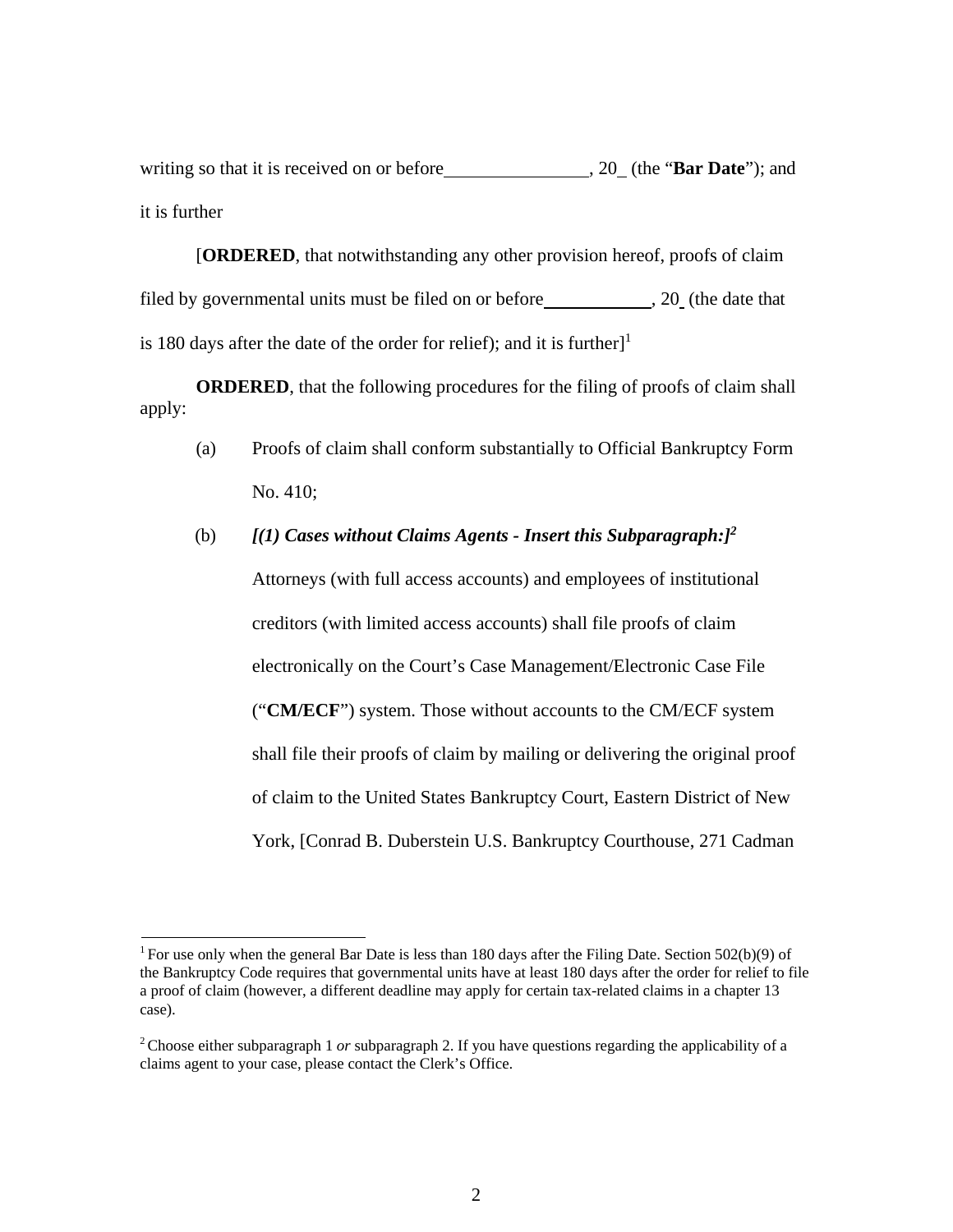writing so that it is received on or before________________, 20_ (the "**Bar Date**"); and it is further

[**ORDERED**, that notwithstanding any other provision hereof, proofs of claim filed by governmental units must be filed on or before____________, 20_ (the date that is 180 days after the date of the order for relief); and it is further][1]

**ORDERED**, that the following procedures for the filing of proofs of claim shall apply:

(a) Proofs of claim shall conform substantially to Official Bankruptcy Form No. 410;

(b) ***[(1) Cases without Claims Agents - Insert this Subparagraph:]***[2]

Attorneys (with full access accounts) and employees of institutional creditors (with limited access accounts) shall file proofs of claim electronically on the Court's Case Management/Electronic Case File ("**CM/ECF**") system. Those without accounts to the CM/ECF system shall file their proofs of claim by mailing or delivering the original proof of claim to the United States Bankruptcy Court, Eastern District of New York, [Conrad B. Duberstein U.S. Bankruptcy Courthouse, 271 Cadman

---

[1] For use only when the general Bar Date is less than 180 days after the Filing Date. Section 502(b)(9) of the Bankruptcy Code requires that governmental units have at least 180 days after the order for relief to file a proof of claim (however, a different deadline may apply for certain tax-related claims in a chapter 13 case).

[2] Choose either subparagraph 1 *or* subparagraph 2. If you have questions regarding the applicability of a claims agent to your case, please contact the Clerk's Office.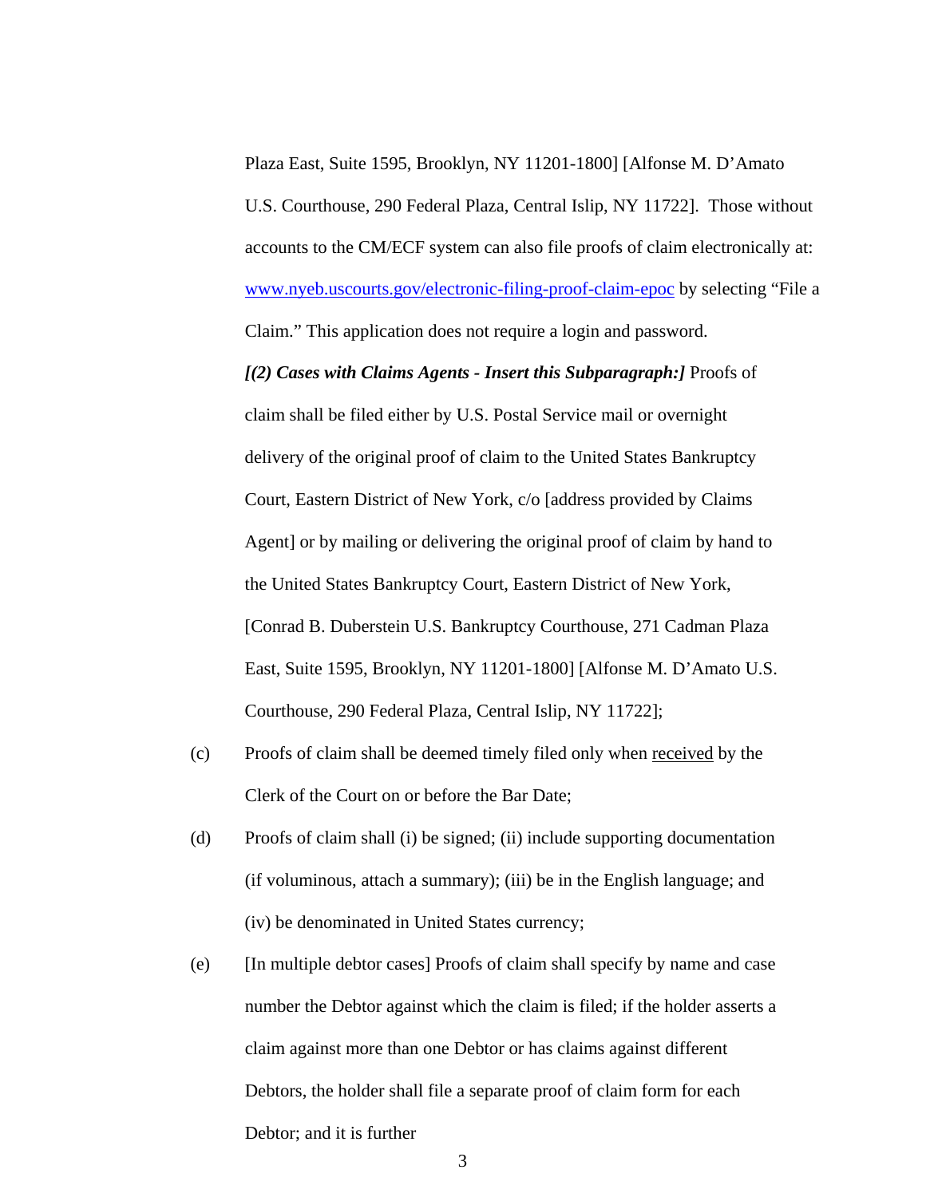Plaza East, Suite 1595, Brooklyn, NY 11201-1800] [Alfonse M. D'Amato U.S. Courthouse, 290 Federal Plaza, Central Islip, NY 11722]. Those without accounts to the CM/ECF system can also file proofs of claim electronically at: [www.nyeb.uscourts.gov/electronic-filing-proof-claim-epoc](http://www.nyeb.uscourts.gov/electronic-filing-proof-claim-epoc) by selecting "File a Claim." This application does not require a login and password.

***[(2) Cases with Claims Agents - Insert this Subparagraph:]*** Proofs of claim shall be filed either by U.S. Postal Service mail or overnight delivery of the original proof of claim to the United States Bankruptcy Court, Eastern District of New York, c/o [address provided by Claims Agent] or by mailing or delivering the original proof of claim by hand to the United States Bankruptcy Court, Eastern District of New York, [Conrad B. Duberstein U.S. Bankruptcy Courthouse, 271 Cadman Plaza East, Suite 1595, Brooklyn, NY 11201-1800] [Alfonse M. D'Amato U.S. Courthouse, 290 Federal Plaza, Central Islip, NY 11722];

(c) Proofs of claim shall be deemed timely filed only when <u>received</u> by the Clerk of the Court on or before the Bar Date;

(d) Proofs of claim shall (i) be signed; (ii) include supporting documentation (if voluminous, attach a summary); (iii) be in the English language; and (iv) be denominated in United States currency;

(e) [In multiple debtor cases] Proofs of claim shall specify by name and case number the Debtor against which the claim is filed; if the holder asserts a claim against more than one Debtor or has claims against different Debtors, the holder shall file a separate proof of claim form for each Debtor; and it is further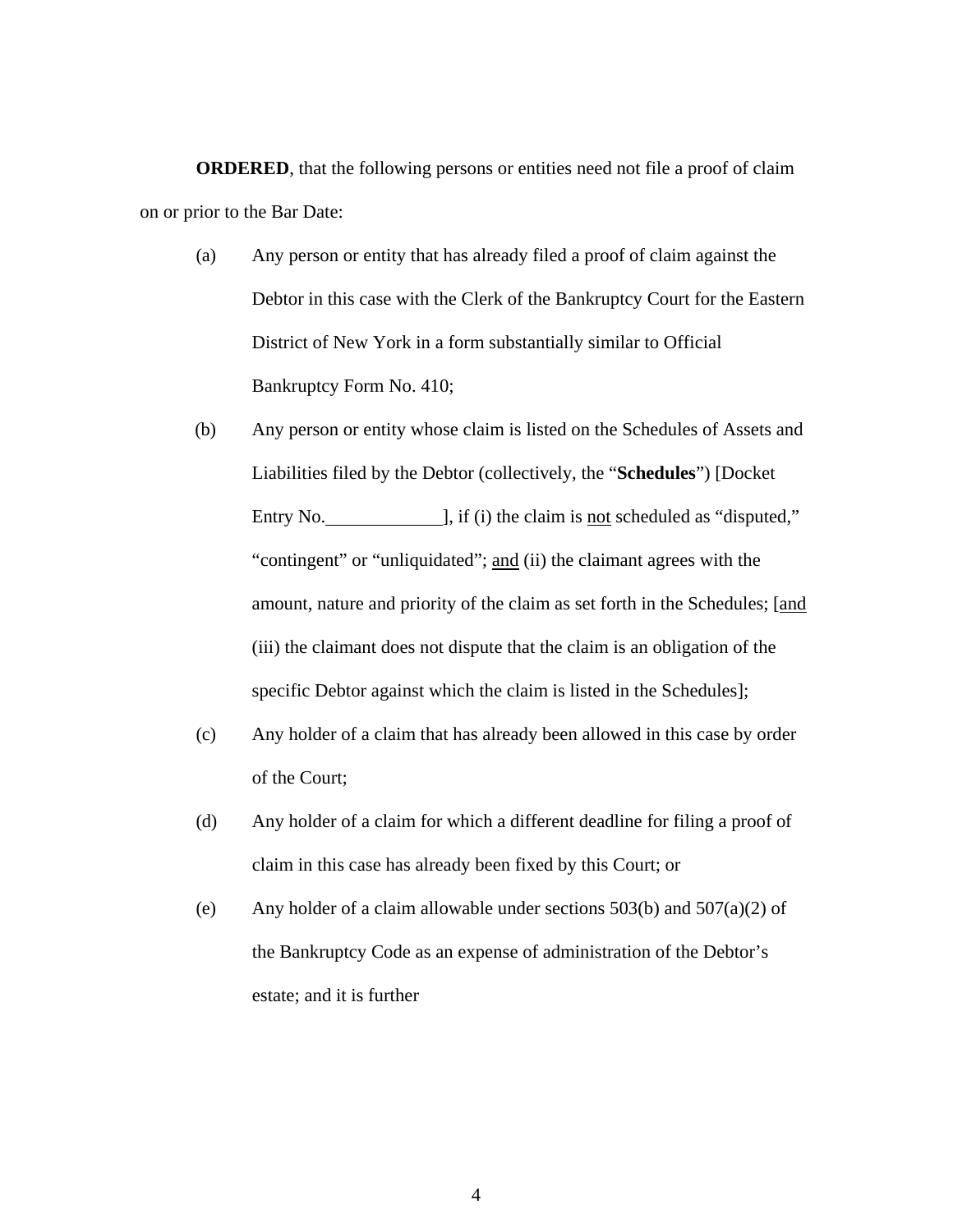**ORDERED**, that the following persons or entities need not file a proof of claim on or prior to the Bar Date:

(a) Any person or entity that has already filed a proof of claim against the Debtor in this case with the Clerk of the Bankruptcy Court for the Eastern District of New York in a form substantially similar to Official Bankruptcy Form No. 410;

(b) Any person or entity whose claim is listed on the Schedules of Assets and Liabilities filed by the Debtor (collectively, the "**Schedules**") [Docket Entry No.\_\_\_\_\_\_\_\_\_\_\_\_\_], if (i) the claim is <u>not</u> scheduled as "disputed," "contingent" or "unliquidated"; <u>and</u> (ii) the claimant agrees with the amount, nature and priority of the claim as set forth in the Schedules; [<u>and</u> (iii) the claimant does not dispute that the claim is an obligation of the specific Debtor against which the claim is listed in the Schedules];

(c) Any holder of a claim that has already been allowed in this case by order of the Court;

(d) Any holder of a claim for which a different deadline for filing a proof of claim in this case has already been fixed by this Court; or

(e) Any holder of a claim allowable under sections 503(b) and 507(a)(2) of the Bankruptcy Code as an expense of administration of the Debtor's estate; and it is further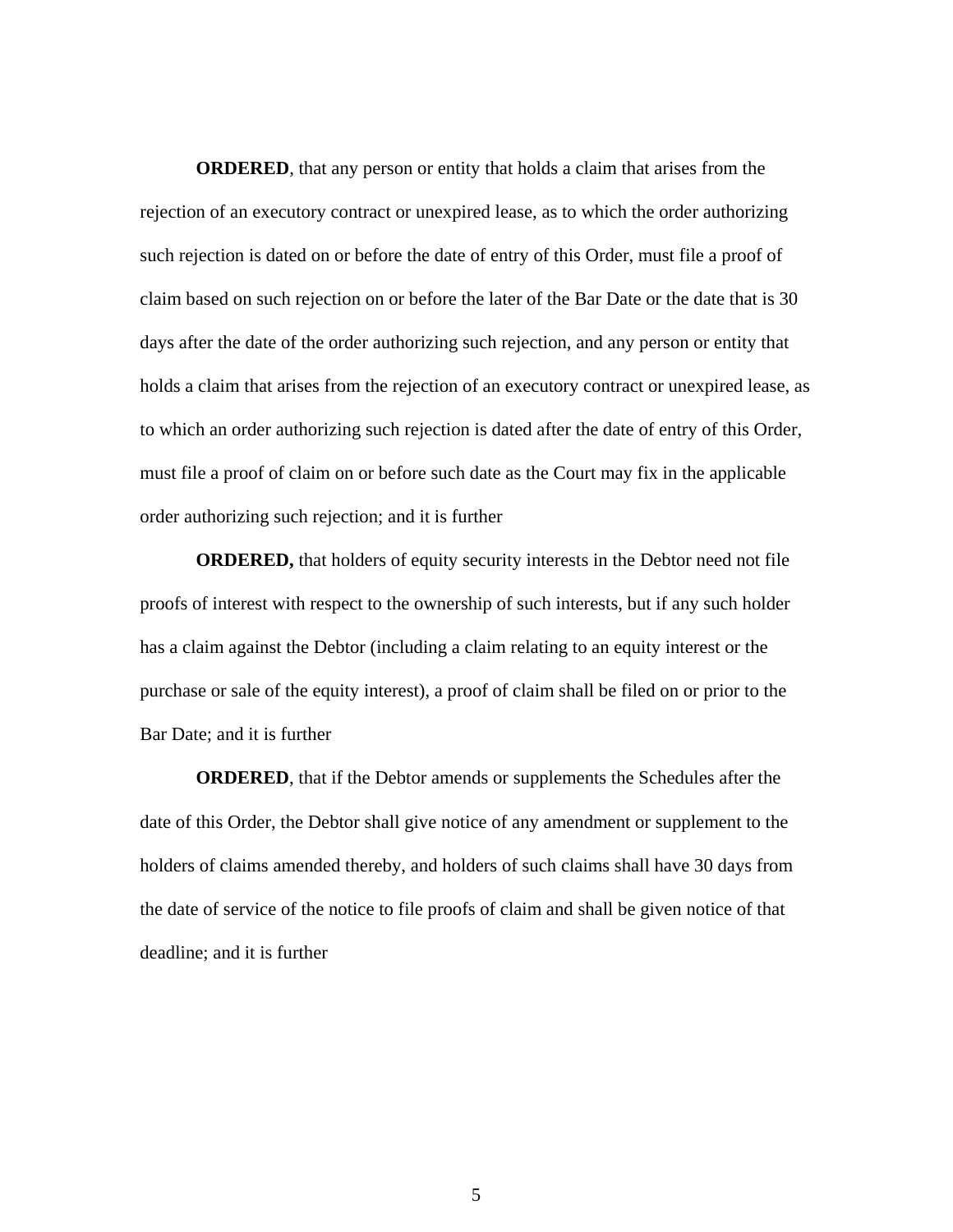**ORDERED**, that any person or entity that holds a claim that arises from the rejection of an executory contract or unexpired lease, as to which the order authorizing such rejection is dated on or before the date of entry of this Order, must file a proof of claim based on such rejection on or before the later of the Bar Date or the date that is 30 days after the date of the order authorizing such rejection, and any person or entity that holds a claim that arises from the rejection of an executory contract or unexpired lease, as to which an order authorizing such rejection is dated after the date of entry of this Order, must file a proof of claim on or before such date as the Court may fix in the applicable order authorizing such rejection; and it is further

**ORDERED,** that holders of equity security interests in the Debtor need not file proofs of interest with respect to the ownership of such interests, but if any such holder has a claim against the Debtor (including a claim relating to an equity interest or the purchase or sale of the equity interest), a proof of claim shall be filed on or prior to the Bar Date; and it is further

**ORDERED**, that if the Debtor amends or supplements the Schedules after the date of this Order, the Debtor shall give notice of any amendment or supplement to the holders of claims amended thereby, and holders of such claims shall have 30 days from the date of service of the notice to file proofs of claim and shall be given notice of that deadline; and it is further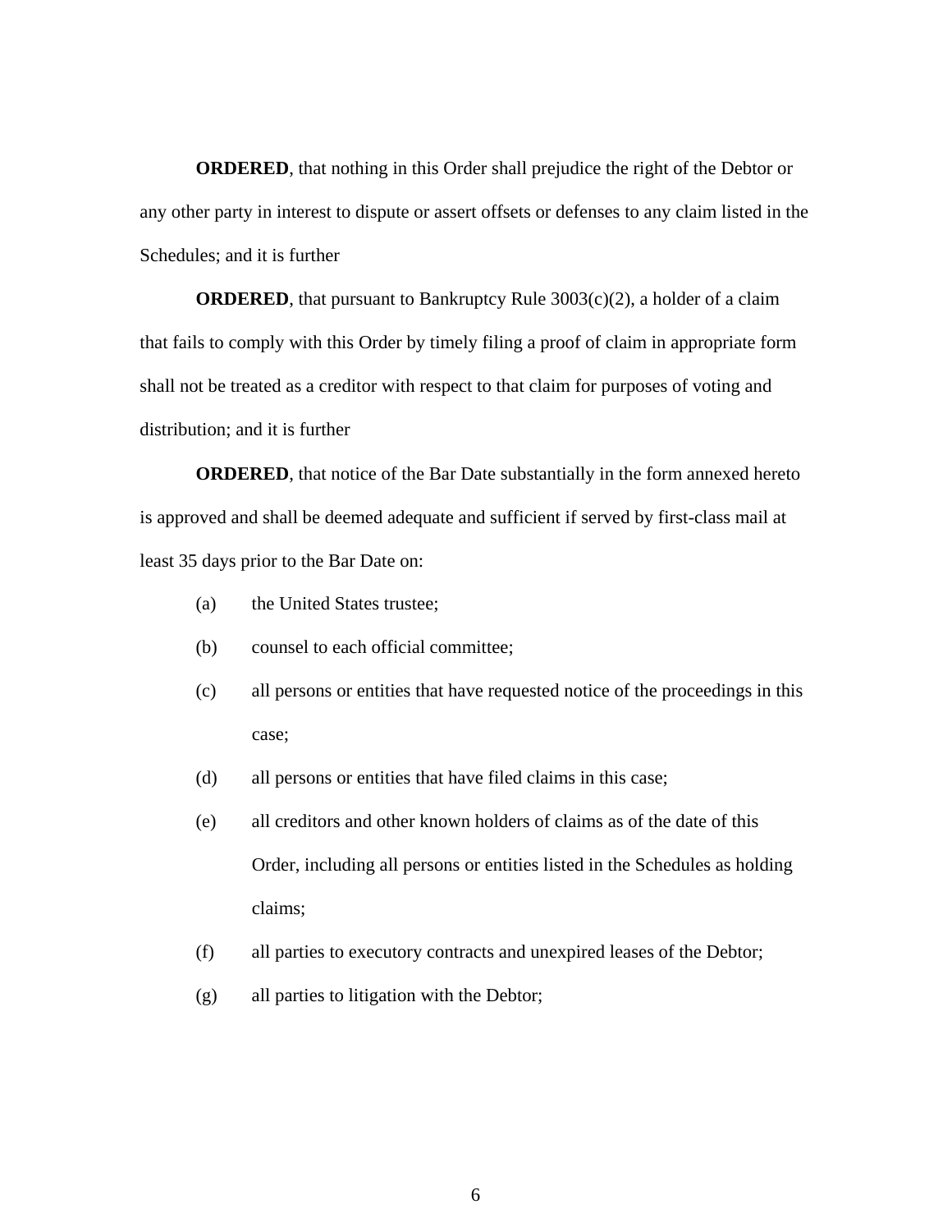**ORDERED**, that nothing in this Order shall prejudice the right of the Debtor or any other party in interest to dispute or assert offsets or defenses to any claim listed in the Schedules; and it is further

**ORDERED**, that pursuant to Bankruptcy Rule 3003(c)(2), a holder of a claim that fails to comply with this Order by timely filing a proof of claim in appropriate form shall not be treated as a creditor with respect to that claim for purposes of voting and distribution; and it is further

**ORDERED**, that notice of the Bar Date substantially in the form annexed hereto is approved and shall be deemed adequate and sufficient if served by first-class mail at least 35 days prior to the Bar Date on:

(a) the United States trustee;

(b) counsel to each official committee;

(c) all persons or entities that have requested notice of the proceedings in this case;

(d) all persons or entities that have filed claims in this case;

(e) all creditors and other known holders of claims as of the date of this Order, including all persons or entities listed in the Schedules as holding claims;

(f) all parties to executory contracts and unexpired leases of the Debtor;

(g) all parties to litigation with the Debtor;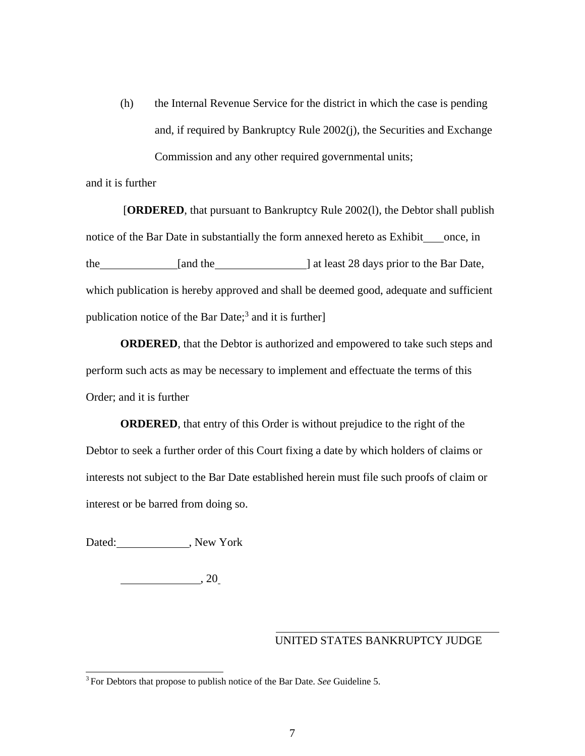(h) the Internal Revenue Service for the district in which the case is pending and, if required by Bankruptcy Rule 2002(j), the Securities and Exchange Commission and any other required governmental units;

and it is further

[**ORDERED**, that pursuant to Bankruptcy Rule 2002(l), the Debtor shall publish notice of the Bar Date in substantially the form annexed hereto as Exhibit \_\_\_ once, in the \_\_\_\_\_\_\_\_\_\_\_\_\_ [and the \_\_\_\_\_\_\_\_\_\_\_\_\_\_\_\_] at least 28 days prior to the Bar Date, which publication is hereby approved and shall be deemed good, adequate and sufficient publication notice of the Bar Date;[3] and it is further]

**ORDERED**, that the Debtor is authorized and empowered to take such steps and perform such acts as may be necessary to implement and effectuate the terms of this Order; and it is further

**ORDERED**, that entry of this Order is without prejudice to the right of the Debtor to seek a further order of this Court fixing a date by which holders of claims or interests not subject to the Bar Date established herein must file such proofs of claim or interest or be barred from doing so.

Dated: \_\_\_\_\_\_\_\_\_\_\_\_\_, New York

\_\_\_\_\_\_\_\_\_\_\_\_\_\_, 20\_

\_\_\_\_\_\_\_\_\_\_\_\_\_\_\_\_\_\_\_\_\_\_\_\_\_\_\_\_\_\_\_\_\_\_\_\_\_\_\_\_

UNITED STATES BANKRUPTCY JUDGE

[3] For Debtors that propose to publish notice of the Bar Date. *See* Guideline 5.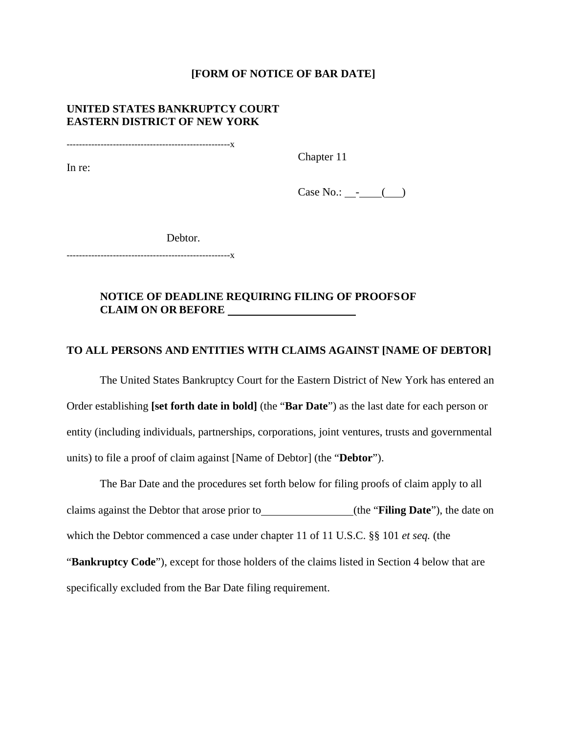**[FORM OF NOTICE OF BAR DATE]**

**UNITED STATES BANKRUPTCY COURT**
**EASTERN DISTRICT OF NEW YORK**

-----------------------------------------------------x

In re:

Chapter 11

Case No.: __-____(___)

Debtor.

-----------------------------------------------------x

**NOTICE OF DEADLINE REQUIRING FILING OF PROOFS OF CLAIM ON OR BEFORE ______________________**

**TO ALL PERSONS AND ENTITIES WITH CLAIMS AGAINST [NAME OF DEBTOR]**

The United States Bankruptcy Court for the Eastern District of New York has entered an Order establishing **[set forth date in bold]** (the "**Bar Date**") as the last date for each person or entity (including individuals, partnerships, corporations, joint ventures, trusts and governmental units) to file a proof of claim against [Name of Debtor] (the "**Debtor**").

The Bar Date and the procedures set forth below for filing proofs of claim apply to all claims against the Debtor that arose prior to________________(the "**Filing Date**"), the date on which the Debtor commenced a case under chapter 11 of 11 U.S.C. §§ 101 *et seq.* (the "**Bankruptcy Code**"), except for those holders of the claims listed in Section 4 below that are specifically excluded from the Bar Date filing requirement.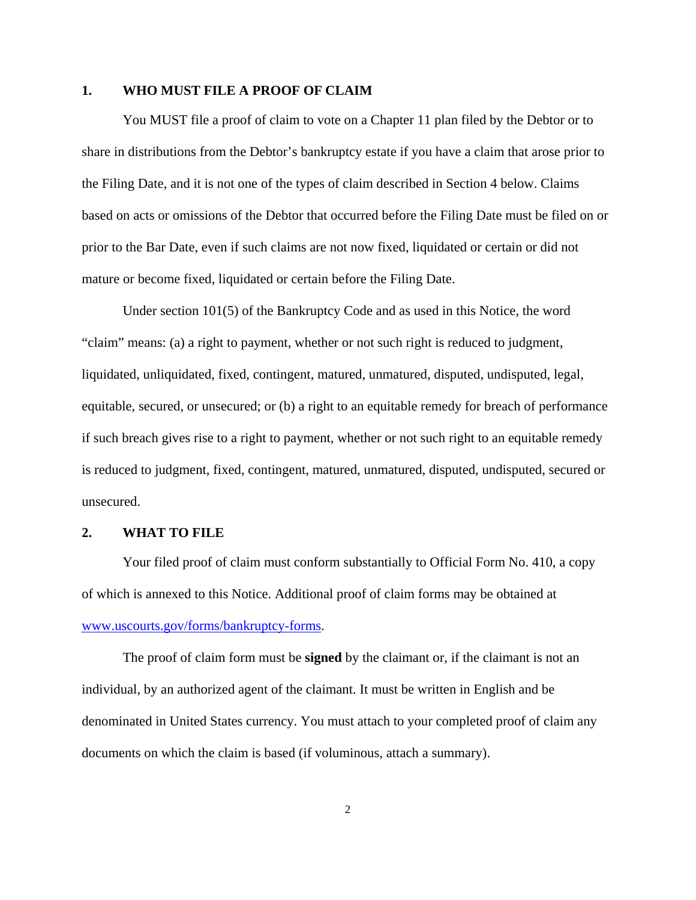## 1. WHO MUST FILE A PROOF OF CLAIM

You MUST file a proof of claim to vote on a Chapter 11 plan filed by the Debtor or to share in distributions from the Debtor's bankruptcy estate if you have a claim that arose prior to the Filing Date, and it is not one of the types of claim described in Section 4 below. Claims based on acts or omissions of the Debtor that occurred before the Filing Date must be filed on or prior to the Bar Date, even if such claims are not now fixed, liquidated or certain or did not mature or become fixed, liquidated or certain before the Filing Date.

Under section 101(5) of the Bankruptcy Code and as used in this Notice, the word "claim" means: (a) a right to payment, whether or not such right is reduced to judgment, liquidated, unliquidated, fixed, contingent, matured, unmatured, disputed, undisputed, legal, equitable, secured, or unsecured; or (b) a right to an equitable remedy for breach of performance if such breach gives rise to a right to payment, whether or not such right to an equitable remedy is reduced to judgment, fixed, contingent, matured, unmatured, disputed, undisputed, secured or unsecured.

## 2. WHAT TO FILE

Your filed proof of claim must conform substantially to Official Form No. 410, a copy of which is annexed to this Notice. Additional proof of claim forms may be obtained at www.uscourts.gov/forms/bankruptcy-forms.

The proof of claim form must be **signed** by the claimant or, if the claimant is not an individual, by an authorized agent of the claimant. It must be written in English and be denominated in United States currency. You must attach to your completed proof of claim any documents on which the claim is based (if voluminous, attach a summary).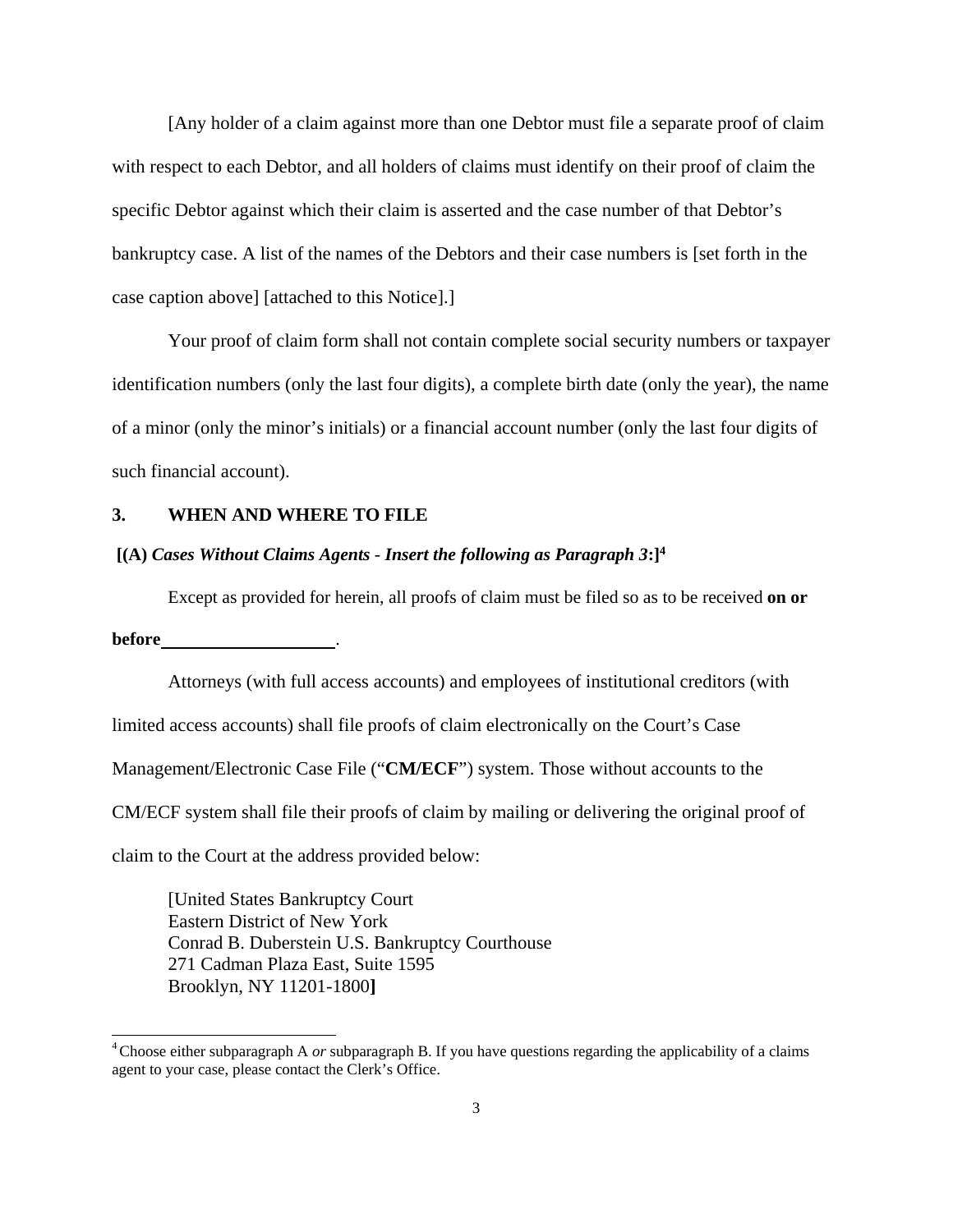[Any holder of a claim against more than one Debtor must file a separate proof of claim with respect to each Debtor, and all holders of claims must identify on their proof of claim the specific Debtor against which their claim is asserted and the case number of that Debtor's bankruptcy case. A list of the names of the Debtors and their case numbers is [set forth in the case caption above] [attached to this Notice].]

Your proof of claim form shall not contain complete social security numbers or taxpayer identification numbers (only the last four digits), a complete birth date (only the year), the name of a minor (only the minor's initials) or a financial account number (only the last four digits of such financial account).

## 3. WHEN AND WHERE TO FILE

**[(A)** ***Cases Without Claims Agents - Insert the following as Paragraph 3*****:]**[4]

Except as provided for herein, all proofs of claim must be filed so as to be received **on or before\_\_\_\_\_\_\_\_\_\_\_\_\_\_\_\_\_\_\_\_**.

Attorneys (with full access accounts) and employees of institutional creditors (with limited access accounts) shall file proofs of claim electronically on the Court's Case Management/Electronic Case File ("**CM/ECF**") system. Those without accounts to the CM/ECF system shall file their proofs of claim by mailing or delivering the original proof of claim to the Court at the address provided below:

[United States Bankruptcy Court
Eastern District of New York
Conrad B. Duberstein U.S. Bankruptcy Courthouse
271 Cadman Plaza East, Suite 1595
Brooklyn, NY 11201-1800**]**

[4] Choose either subparagraph A *or* subparagraph B. If you have questions regarding the applicability of a claims agent to your case, please contact the Clerk's Office.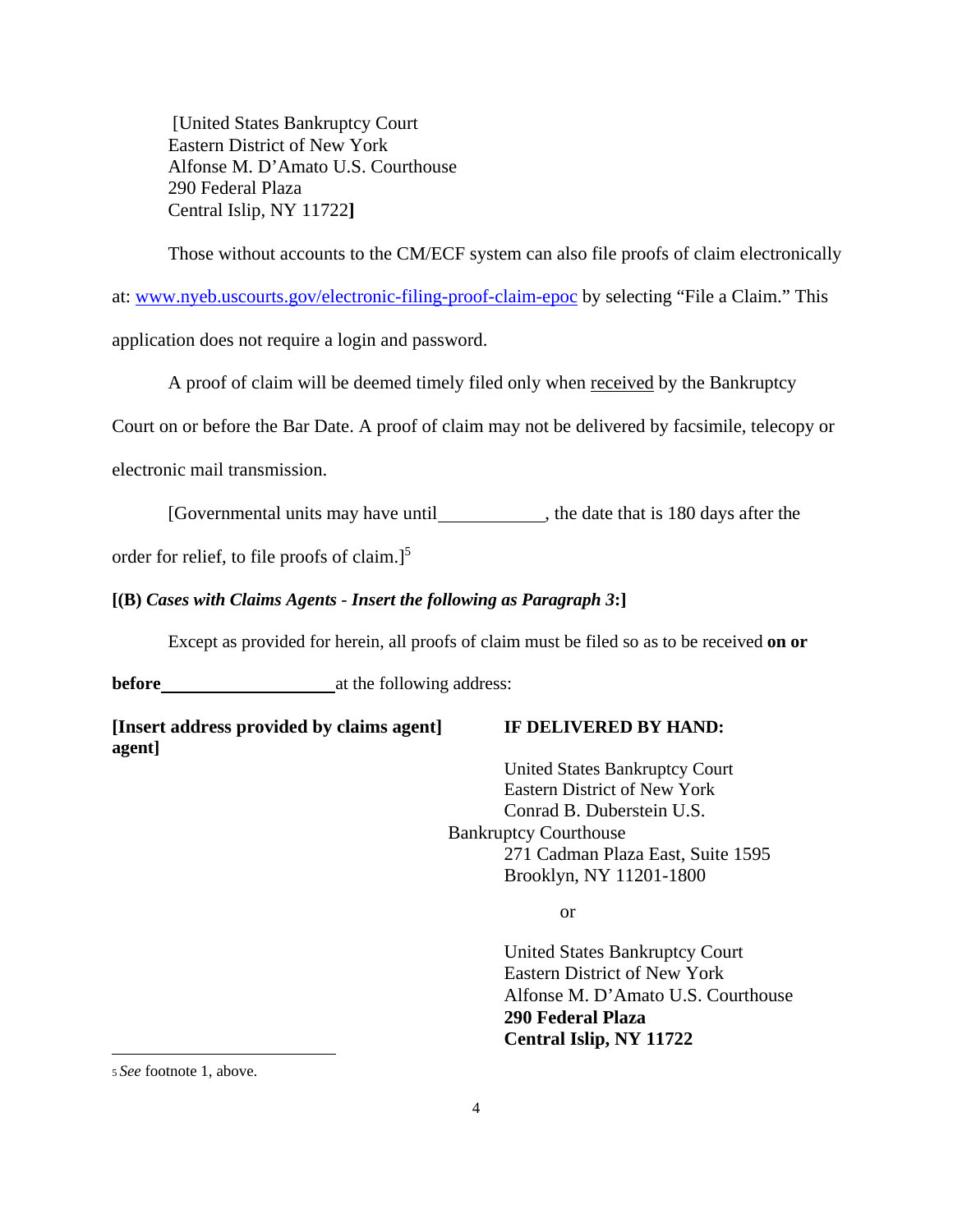[United States Bankruptcy Court
Eastern District of New York
Alfonse M. D'Amato U.S. Courthouse
290 Federal Plaza
Central Islip, NY 11722**]**

Those without accounts to the CM/ECF system can also file proofs of claim electronically at: www.nyeb.uscourts.gov/electronic-filing-proof-claim-epoc by selecting "File a Claim." This application does not require a login and password.

A proof of claim will be deemed timely filed only when <u>received</u> by the Bankruptcy Court on or before the Bar Date. A proof of claim may not be delivered by facsimile, telecopy or electronic mail transmission.

[Governmental units may have until____________, the date that is 180 days after the order for relief, to file proofs of claim.][5]

**[(B)** ***Cases with Claims Agents - Insert the following as Paragraph 3*****:]**

Except as provided for herein, all proofs of claim must be filed so as to be received **on or before**____________________ at the following address:

**[Insert address provided by claims agent] agent]**

**IF DELIVERED BY HAND:**

United States Bankruptcy Court
Eastern District of New York
Conrad B. Duberstein U.S. Bankruptcy Courthouse
271 Cadman Plaza East, Suite 1595
Brooklyn, NY 11201-1800

or

United States Bankruptcy Court
Eastern District of New York
Alfonse M. D'Amato U.S. Courthouse
**290 Federal Plaza**
**Central Islip, NY 11722**

---

[5] *See* footnote 1, above.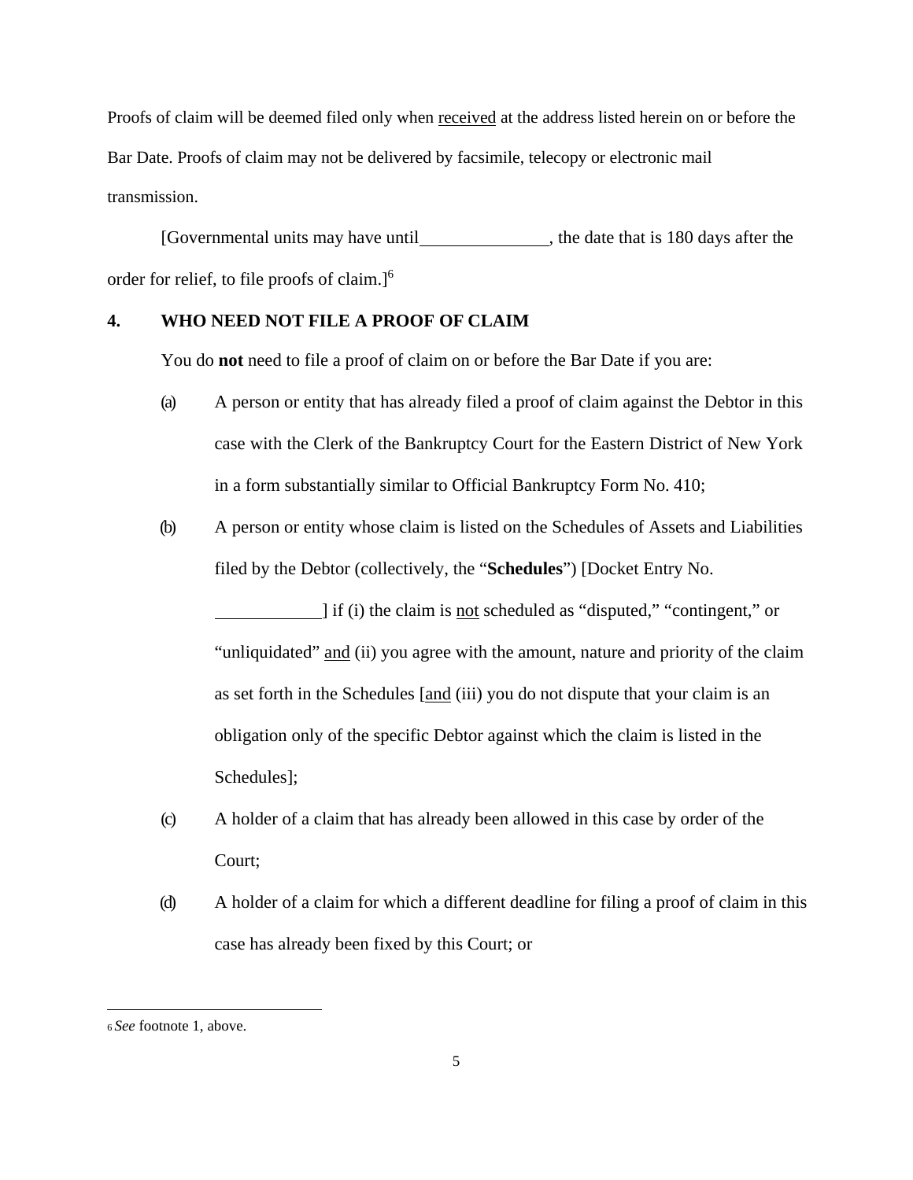Proofs of claim will be deemed filed only when <u>received</u> at the address listed herein on or before the Bar Date. Proofs of claim may not be delivered by facsimile, telecopy or electronic mail transmission.

[Governmental units may have until \_\_\_\_\_\_\_\_\_\_\_\_\_\_\_, the date that is 180 days after the order for relief, to file proofs of claim.][6]

**4. WHO NEED NOT FILE A PROOF OF CLAIM**

You do **not** need to file a proof of claim on or before the Bar Date if you are:

(a) A person or entity that has already filed a proof of claim against the Debtor in this case with the Clerk of the Bankruptcy Court for the Eastern District of New York in a form substantially similar to Official Bankruptcy Form No. 410;

(b) A person or entity whose claim is listed on the Schedules of Assets and Liabilities filed by the Debtor (collectively, the "**Schedules**") [Docket Entry No. \_\_\_\_\_\_\_\_\_\_\_\_] if (i) the claim is <u>not</u> scheduled as "disputed," "contingent," or "unliquidated" <u>and</u> (ii) you agree with the amount, nature and priority of the claim as set forth in the Schedules [<u>and</u> (iii) you do not dispute that your claim is an obligation only of the specific Debtor against which the claim is listed in the Schedules];

(c) A holder of a claim that has already been allowed in this case by order of the Court;

(d) A holder of a claim for which a different deadline for filing a proof of claim in this case has already been fixed by this Court; or

---

[6] *See* footnote 1, above.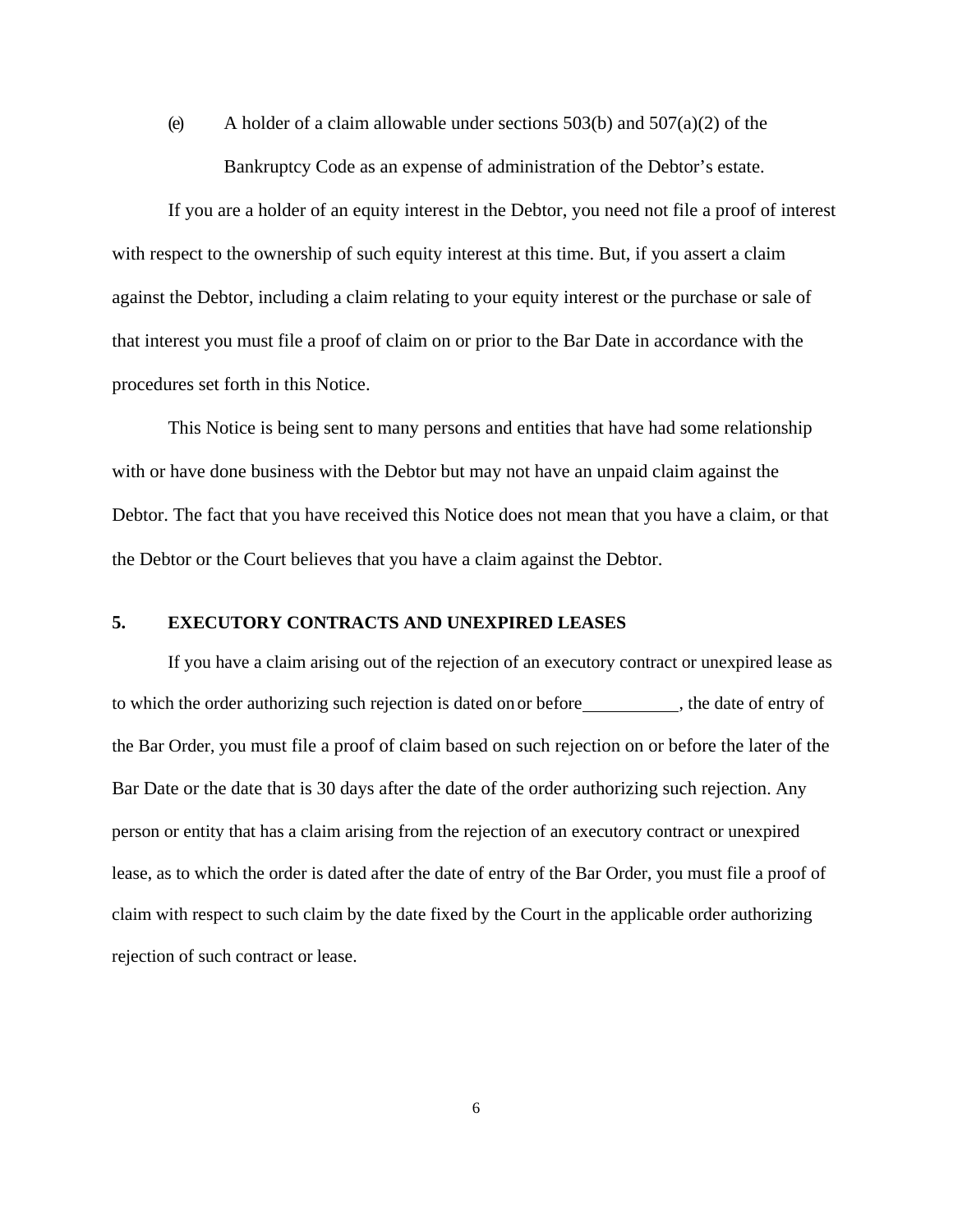(e) A holder of a claim allowable under sections 503(b) and 507(a)(2) of the Bankruptcy Code as an expense of administration of the Debtor's estate.

If you are a holder of an equity interest in the Debtor, you need not file a proof of interest with respect to the ownership of such equity interest at this time. But, if you assert a claim against the Debtor, including a claim relating to your equity interest or the purchase or sale of that interest you must file a proof of claim on or prior to the Bar Date in accordance with the procedures set forth in this Notice.

This Notice is being sent to many persons and entities that have had some relationship with or have done business with the Debtor but may not have an unpaid claim against the Debtor. The fact that you have received this Notice does not mean that you have a claim, or that the Debtor or the Court believes that you have a claim against the Debtor.

## 5. EXECUTORY CONTRACTS AND UNEXPIRED LEASES

If you have a claim arising out of the rejection of an executory contract or unexpired lease as to which the order authorizing such rejection is dated on or before __________, the date of entry of the Bar Order, you must file a proof of claim based on such rejection on or before the later of the Bar Date or the date that is 30 days after the date of the order authorizing such rejection. Any person or entity that has a claim arising from the rejection of an executory contract or unexpired lease, as to which the order is dated after the date of entry of the Bar Order, you must file a proof of claim with respect to such claim by the date fixed by the Court in the applicable order authorizing rejection of such contract or lease.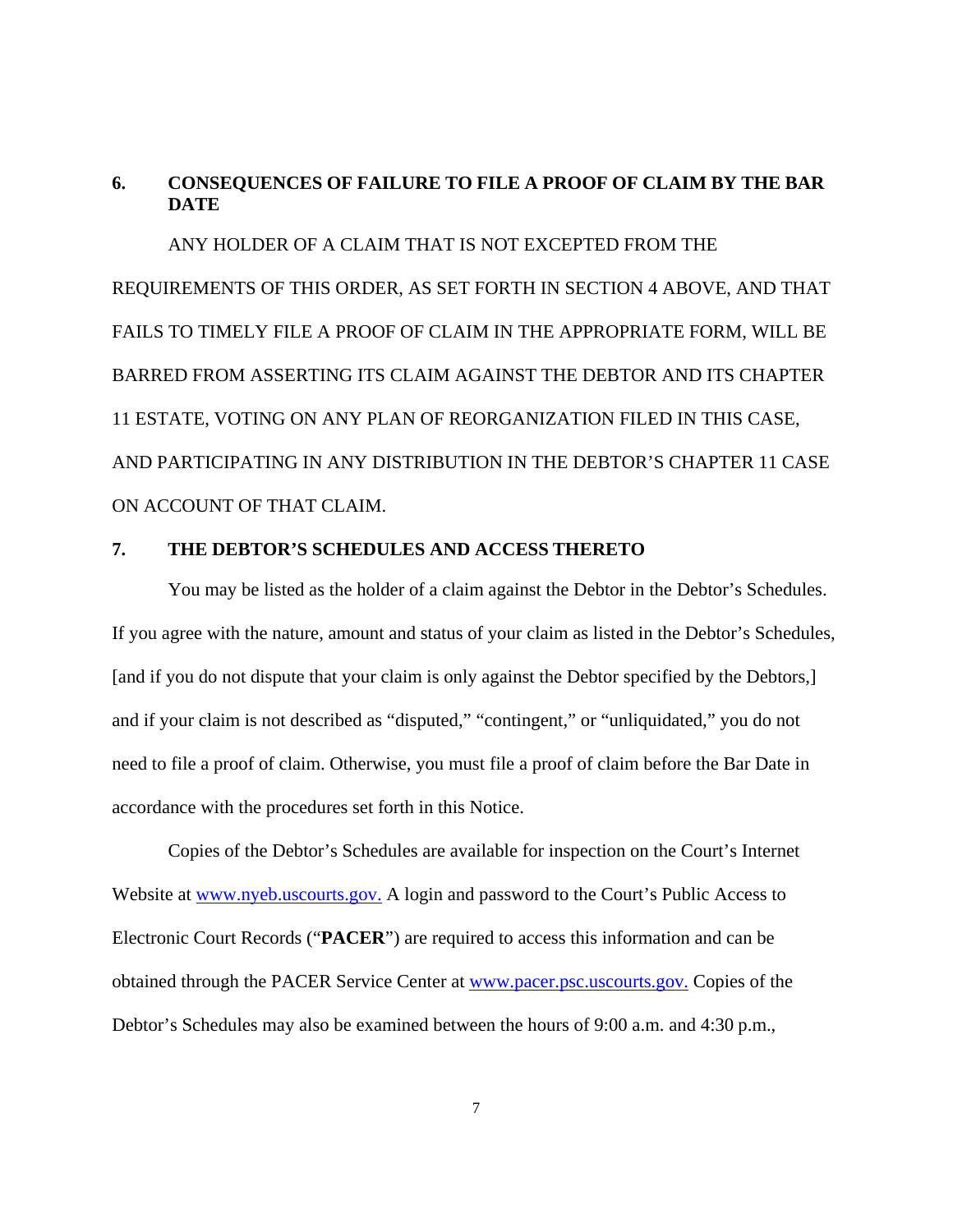## 6. CONSEQUENCES OF FAILURE TO FILE A PROOF OF CLAIM BY THE BAR DATE

ANY HOLDER OF A CLAIM THAT IS NOT EXCEPTED FROM THE REQUIREMENTS OF THIS ORDER, AS SET FORTH IN SECTION 4 ABOVE, AND THAT FAILS TO TIMELY FILE A PROOF OF CLAIM IN THE APPROPRIATE FORM, WILL BE BARRED FROM ASSERTING ITS CLAIM AGAINST THE DEBTOR AND ITS CHAPTER 11 ESTATE, VOTING ON ANY PLAN OF REORGANIZATION FILED IN THIS CASE, AND PARTICIPATING IN ANY DISTRIBUTION IN THE DEBTOR'S CHAPTER 11 CASE ON ACCOUNT OF THAT CLAIM.

## 7. THE DEBTOR'S SCHEDULES AND ACCESS THERETO

You may be listed as the holder of a claim against the Debtor in the Debtor's Schedules. If you agree with the nature, amount and status of your claim as listed in the Debtor's Schedules, [and if you do not dispute that your claim is only against the Debtor specified by the Debtors,] and if your claim is not described as "disputed," "contingent," or "unliquidated," you do not need to file a proof of claim. Otherwise, you must file a proof of claim before the Bar Date in accordance with the procedures set forth in this Notice.

Copies of the Debtor's Schedules are available for inspection on the Court's Internet Website at www.nyeb.uscourts.gov. A login and password to the Court's Public Access to Electronic Court Records ("**PACER**") are required to access this information and can be obtained through the PACER Service Center at www.pacer.psc.uscourts.gov. Copies of the Debtor's Schedules may also be examined between the hours of 9:00 a.m. and 4:30 p.m.,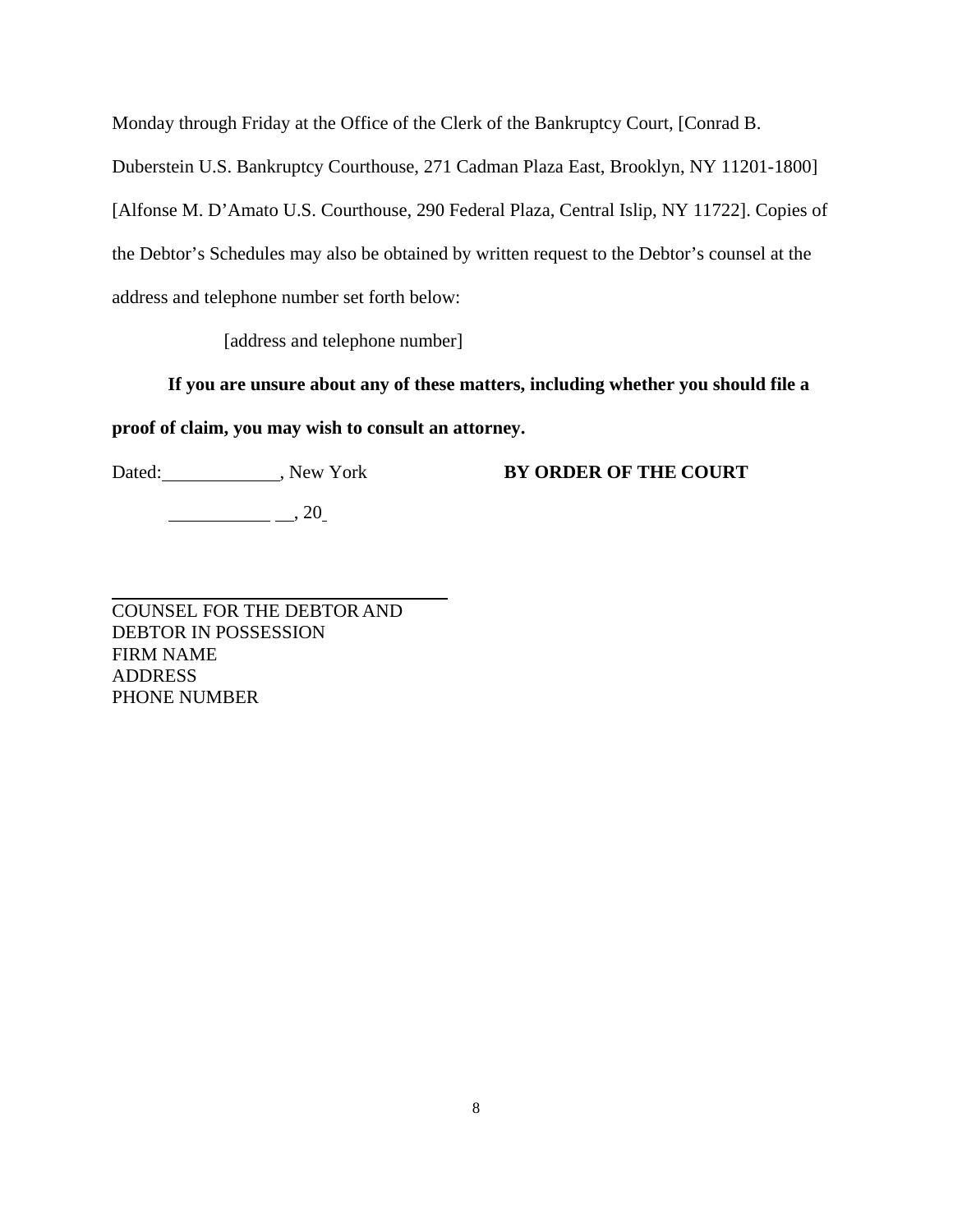Monday through Friday at the Office of the Clerk of the Bankruptcy Court, [Conrad B. Duberstein U.S. Bankruptcy Courthouse, 271 Cadman Plaza East, Brooklyn, NY 11201-1800] [Alfonse M. D'Amato U.S. Courthouse, 290 Federal Plaza, Central Islip, NY 11722]. Copies of the Debtor's Schedules may also be obtained by written request to the Debtor's counsel at the address and telephone number set forth below:

[address and telephone number]

**If you are unsure about any of these matters, including whether you should file a proof of claim, you may wish to consult an attorney.**

Dated: \_\_\_\_\_\_\_\_\_\_\_\_\_, New York **BY ORDER OF THE COURT**

\_\_\_\_\_\_\_\_\_\_\_ \_\_, 20\_

\_\_\_\_\_\_\_\_\_\_\_\_\_\_\_\_\_\_\_\_\_\_\_\_\_\_\_\_\_\_\_\_\_\_\_\_

COUNSEL FOR THE DEBTOR AND
DEBTOR IN POSSESSION
FIRM NAME
ADDRESS
PHONE NUMBER